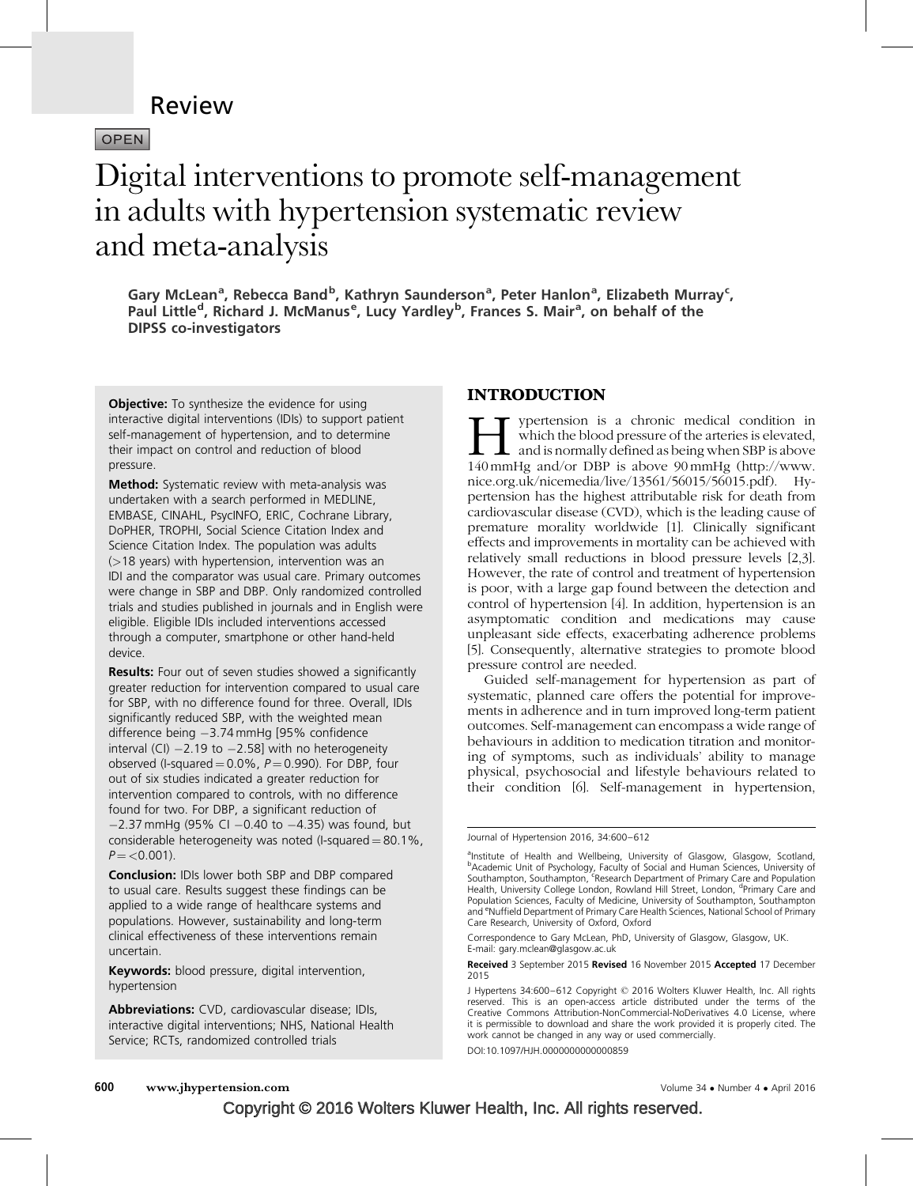Review

OPEN

# Digital interventions to promote self-management in adults with hypertension systematic review and meta-analysis

Gary McLean[a], Rebecca Band[b], Kathryn Saunderson[a], Peter Hanlon[a], Elizabeth Murray[c], Paul Little[d], Richard J. McManus[e], Lucy Yardley[b], Frances S. Mair[a], on behalf of the DIPSS co-investigators

**Objective:** To synthesize the evidence for using interactive digital interventions (IDIs) to support patient self-management of hypertension, and to determine their impact on control and reduction of blood pressure.

**Method:** Systematic review with meta-analysis was undertaken with a search performed in MEDLINE, EMBASE, CINAHL, PsycINFO, ERIC, Cochrane Library, DoPHER, TROPHI, Social Science Citation Index and Science Citation Index. The population was adults (>18 years) with hypertension, intervention was an IDI and the comparator was usual care. Primary outcomes were change in SBP and DBP. Only randomized controlled trials and studies published in journals and in English were eligible. Eligible IDIs included interventions accessed through a computer, smartphone or other hand-held device.

**Results:** Four out of seven studies showed a significantly greater reduction for intervention compared to usual care for SBP, with no difference found for three. Overall, IDIs significantly reduced SBP, with the weighted mean difference being −3.74 mmHg [95% confidence interval (CI) −2.19 to −2.58] with no heterogeneity observed (I-squared = 0.0%, $P = 0.990$). For DBP, four out of six studies indicated a greater reduction for intervention compared to controls, with no difference found for two. For DBP, a significant reduction of −2.37 mmHg (95% CI −0.40 to −4.35) was found, but considerable heterogeneity was noted (I-squared = 80.1%, $P = <0.001$).

**Conclusion:** IDIs lower both SBP and DBP compared to usual care. Results suggest these findings can be applied to a wide range of healthcare systems and populations. However, sustainability and long-term clinical effectiveness of these interventions remain uncertain.

**Keywords:** blood pressure, digital intervention, hypertension

**Abbreviations:** CVD, cardiovascular disease; IDIs, interactive digital interventions; NHS, National Health Service; RCTs, randomized controlled trials

## INTRODUCTION

Hypertension is a chronic medical condition in which the blood pressure of the arteries is elevated, and is normally defined as being when SBP is above 140 mmHg and/or DBP is above 90 mmHg (http://www.nice.org.uk/nicemedia/live/13561/56015/56015.pdf). Hypertension has the highest attributable risk for death from cardiovascular disease (CVD), which is the leading cause of premature morality worldwide [1]. Clinically significant effects and improvements in mortality can be achieved with relatively small reductions in blood pressure levels [2,3]. However, the rate of control and treatment of hypertension is poor, with a large gap found between the detection and control of hypertension [4]. In addition, hypertension is an asymptomatic condition and medications may cause unpleasant side effects, exacerbating adherence problems [5]. Consequently, alternative strategies to promote blood pressure control are needed.

Guided self-management for hypertension as part of systematic, planned care offers the potential for improvements in adherence and in turn improved long-term patient outcomes. Self-management can encompass a wide range of behaviours in addition to medication titration and monitoring of symptoms, such as individuals' ability to manage physical, psychosocial and lifestyle behaviours related to their condition [6]. Self-management in hypertension,

Journal of Hypertension 2016, 34:600–612

[a]Institute of Health and Wellbeing, University of Glasgow, Glasgow, Scotland, [b]Academic Unit of Psychology, Faculty of Social and Human Sciences, University of Southampton, Southampton, [c]Research Department of Primary Care and Population Health, University College London, Rowland Hill Street, London, [d]Primary Care and Population Sciences, Faculty of Medicine, University of Southampton, Southampton and [e]Nuffield Department of Primary Care Health Sciences, National School of Primary Care Research, University of Oxford, Oxford

Correspondence to Gary McLean, PhD, University of Glasgow, Glasgow, UK. E-mail: gary.mclean@glasgow.ac.uk

**Received** 3 September 2015 **Revised** 16 November 2015 **Accepted** 17 December 2015

J Hypertens 34:600–612 Copyright © 2016 Wolters Kluwer Health, Inc. All rights reserved. This is an open-access article distributed under the terms of the Creative Commons Attribution-NonCommercial-NoDerivatives 4.0 License, where it is permissible to download and share the work provided it is properly cited. The work cannot be changed in any way or used commercially.

DOI:10.1097/HJH.0000000000000859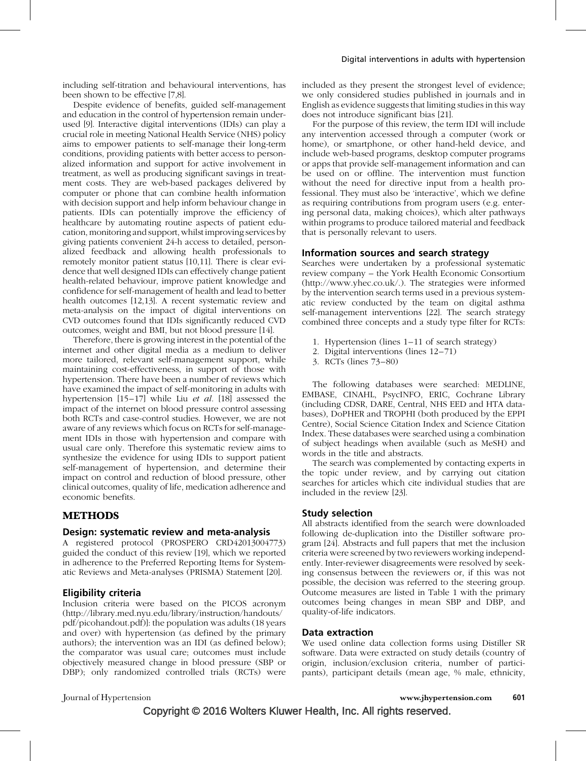including self-titration and behavioural interventions, has been shown to be effective [7,8].

Despite evidence of benefits, guided self-management and education in the control of hypertension remain underused [9]. Interactive digital interventions (IDIs) can play a crucial role in meeting National Health Service (NHS) policy aims to empower patients to self-manage their long-term conditions, providing patients with better access to personalized information and support for active involvement in treatment, as well as producing significant savings in treatment costs. They are web-based packages delivered by computer or phone that can combine health information with decision support and help inform behaviour change in patients. IDIs can potentially improve the efficiency of healthcare by automating routine aspects of patient education, monitoring and support, whilst improving services by giving patients convenient 24-h access to detailed, personalized feedback and allowing health professionals to remotely monitor patient status [10,11]. There is clear evidence that well designed IDIs can effectively change patient health-related behaviour, improve patient knowledge and confidence for self-management of health and lead to better health outcomes [12,13]. A recent systematic review and meta-analysis on the impact of digital interventions on CVD outcomes found that IDIs significantly reduced CVD outcomes, weight and BMI, but not blood pressure [14].

Therefore, there is growing interest in the potential of the internet and other digital media as a medium to deliver more tailored, relevant self-management support, while maintaining cost-effectiveness, in support of those with hypertension. There have been a number of reviews which have examined the impact of self-monitoring in adults with hypertension [15–17] while Liu *et al.* [18] assessed the impact of the internet on blood pressure control assessing both RCTs and case-control studies. However, we are not aware of any reviews which focus on RCTs for self-management IDIs in those with hypertension and compare with usual care only. Therefore this systematic review aims to synthesize the evidence for using IDIs to support patient self-management of hypertension, and determine their impact on control and reduction of blood pressure, other clinical outcomes, quality of life, medication adherence and economic benefits.

## METHODS

### Design: systematic review and meta-analysis

A registered protocol (PROSPERO CRD42013004773) guided the conduct of this review [19], which we reported in adherence to the Preferred Reporting Items for Systematic Reviews and Meta-analyses (PRISMA) Statement [20].

### Eligibility criteria

Inclusion criteria were based on the PICOS acronym (http://library.med.nyu.edu/library/instruction/handouts/pdf/picohandout.pdf)]: the population was adults (18 years and over) with hypertension (as defined by the primary authors); the intervention was an IDI (as defined below); the comparator was usual care; outcomes must include objectively measured change in blood pressure (SBP or DBP); only randomized controlled trials (RCTs) were included as they present the strongest level of evidence; we only considered studies published in journals and in English as evidence suggests that limiting studies in this way does not introduce significant bias [21].

For the purpose of this review, the term IDI will include any intervention accessed through a computer (work or home), or smartphone, or other hand-held device, and include web-based programs, desktop computer programs or apps that provide self-management information and can be used on or offline. The intervention must function without the need for directive input from a health professional. They must also be 'interactive', which we define as requiring contributions from program users (e.g. entering personal data, making choices), which alter pathways within programs to produce tailored material and feedback that is personally relevant to users.

### Information sources and search strategy

Searches were undertaken by a professional systematic review company – the York Health Economic Consortium (http://www.yhec.co.uk/.). The strategies were informed by the intervention search terms used in a previous systematic review conducted by the team on digital asthma self-management interventions [22]. The search strategy combined three concepts and a study type filter for RCTs:

1. Hypertension (lines 1–11 of search strategy)
2. Digital interventions (lines 12–71)
3. RCTs (lines 73–80)

The following databases were searched: MEDLINE, EMBASE, CINAHL, PsycINFO, ERIC, Cochrane Library (including CDSR, DARE, Central, NHS EED and HTA databases), DoPHER and TROPHI (both produced by the EPPI Centre), Social Science Citation Index and Science Citation Index. These databases were searched using a combination of subject headings when available (such as MeSH) and words in the title and abstracts.

The search was complemented by contacting experts in the topic under review, and by carrying out citation searches for articles which cite individual studies that are included in the review [23].

### Study selection

All abstracts identified from the search were downloaded following de-duplication into the Distiller software program [24]. Abstracts and full papers that met the inclusion criteria were screened by two reviewers working independently. Inter-reviewer disagreements were resolved by seeking consensus between the reviewers or, if this was not possible, the decision was referred to the steering group. Outcome measures are listed in Table 1 with the primary outcomes being changes in mean SBP and DBP, and quality-of-life indicators.

### Data extraction

We used online data collection forms using Distiller SR software. Data were extracted on study details (country of origin, inclusion/exclusion criteria, number of participants), participant details (mean age, % male, ethnicity,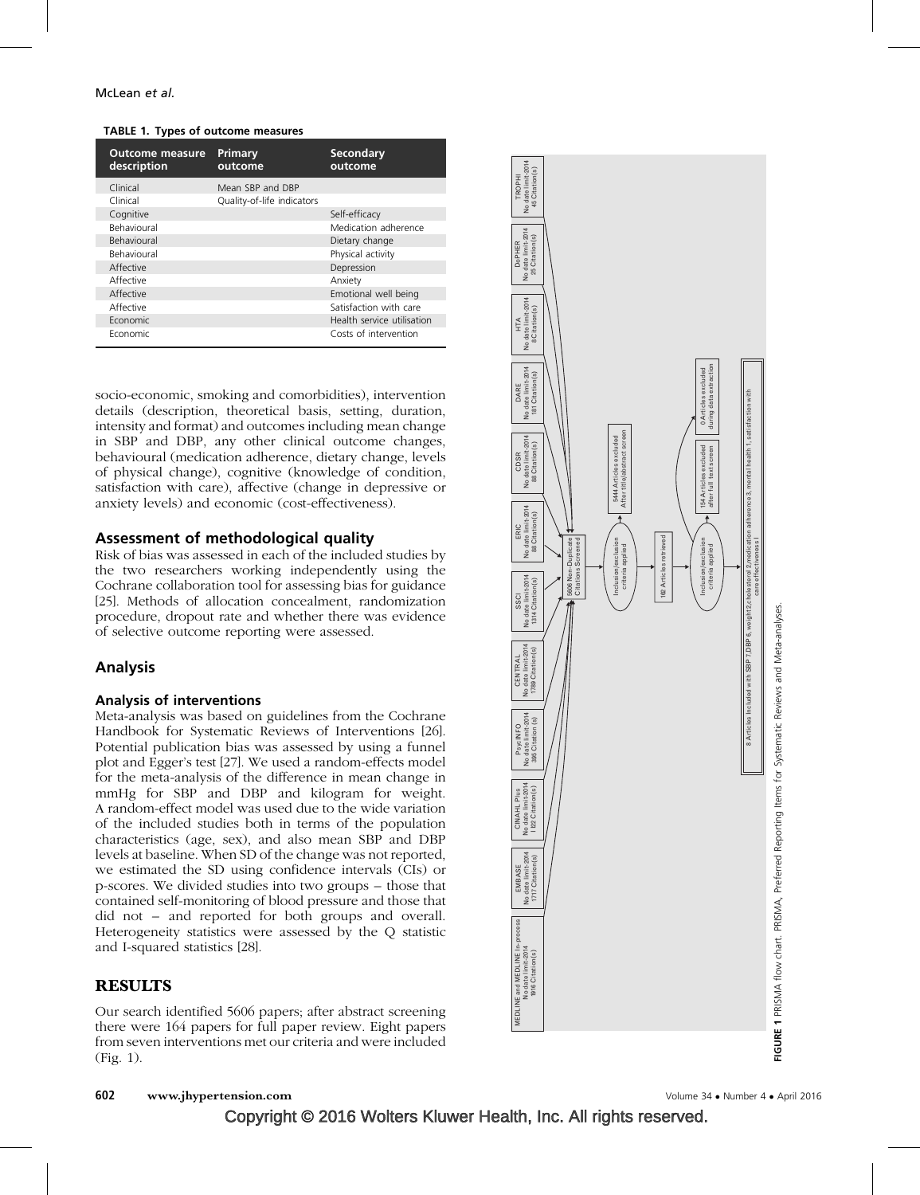**TABLE 1. Types of outcome measures**

| Outcome measure description | Primary outcome | Secondary outcome |
|---|---|---|
| Clinical | Mean SBP and DBP | |
| Clinical | Quality-of-life indicators | |
| Cognitive | | Self-efficacy |
| Behavioural | | Medication adherence |
| Behavioural | | Dietary change |
| Behavioural | | Physical activity |
| Affective | | Depression |
| Affective | | Anxiety |
| Affective | | Emotional well being |
| Affective | | Satisfaction with care |
| Economic | | Health service utilisation |
| Economic | | Costs of intervention |

socio-economic, smoking and comorbidities), intervention details (description, theoretical basis, setting, duration, intensity and format) and outcomes including mean change in SBP and DBP, any other clinical outcome changes, behavioural (medication adherence, dietary change, levels of physical change), cognitive (knowledge of condition, satisfaction with care), affective (change in depressive or anxiety levels) and economic (cost-effectiveness).

## Assessment of methodological quality

Risk of bias was assessed in each of the included studies by the two researchers working independently using the Cochrane collaboration tool for assessing bias for guidance [25]. Methods of allocation concealment, randomization procedure, dropout rate and whether there was evidence of selective outcome reporting were assessed.

## Analysis

### Analysis of interventions

Meta-analysis was based on guidelines from the Cochrane Handbook for Systematic Reviews of Interventions [26]. Potential publication bias was assessed by using a funnel plot and Egger's test [27]. We used a random-effects model for the meta-analysis of the difference in mean change in mmHg for SBP and DBP and kilogram for weight. A random-effect model was used due to the wide variation of the included studies both in terms of the population characteristics (age, sex), and also mean SBP and DBP levels at baseline. When SD of the change was not reported, we estimated the SD using confidence intervals (CIs) or p-scores. We divided studies into two groups – those that contained self-monitoring of blood pressure and those that did not – and reported for both groups and overall. Heterogeneity statistics were assessed by the Q statistic and I-squared statistics [28].

# RESULTS

Our search identified 5606 papers; after abstract screening there were 164 papers for full paper review. Eight papers from seven interventions met our criteria and were included (Fig. 1).

MEDLINE and MEDLINE In-process, No date limit-2014, 1916 Citation(s)
EMBASE, No date limit-2014, 1717 Citation(s)
CINAHL Plus, No date limit-2014, 1182 Citation(s)
PsycINFO, No date limit-2014, 395 Citation(s)
CENTRAL, No date limit-2014, 1789 Citation(s)
SSCI, No date limit-2014, 1314 Citation(s)
ERIC, No date limit-2014, 88 Citation(s)
CDSR, No date limit-2014, 88 Citation(s)
DARE, No date limit-2014, 181 Citation(s)
HTA, No date limit-2014, 8 Citation(s)
DoPHER, No date limit-2014, 25 Citation(s)
TROPHI, No date limit-2014, 45 Citation(s)

5606 Non-Duplicate Citations Screened
Inclusion/exclusion criteria applied
5444 Articles excluded After title/abstract screen
162 Articles retrieved
Inclusion/exclusion criteria applied
154 Articles excluded after full text screen
0 Articles excluded during data extraction
8 Articles Included with SBP 7, DBP 6, weight 2, cholesterol 2, medication adherence 3, mental health 1, satisfaction with care effectiveness 1

**FIGURE 1** PRISMA flow chart. PRISMA, Preferred Reporting Items for Systematic Reviews and Meta-analyses.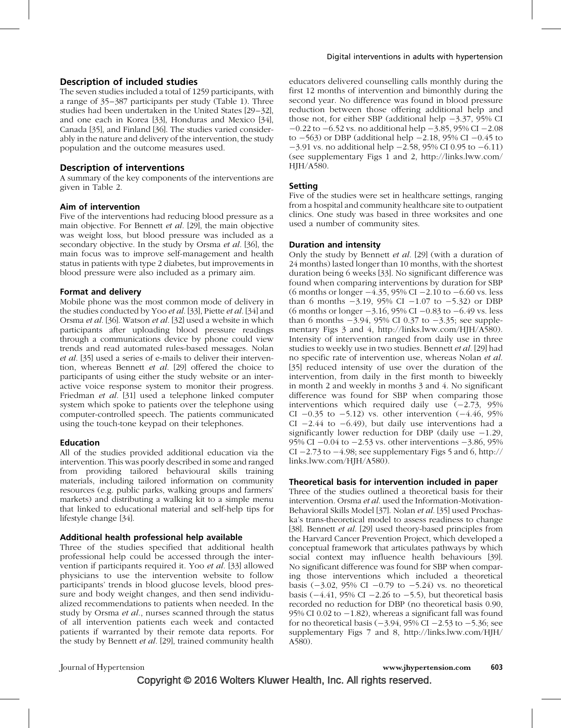## Description of included studies

The seven studies included a total of 1259 participants, with a range of 35–387 participants per study (Table 1). Three studies had been undertaken in the United States [29–32], and one each in Korea [33], Honduras and Mexico [34], Canada [35], and Finland [36]. The studies varied considerably in the nature and delivery of the intervention, the study population and the outcome measures used.

## Description of interventions

A summary of the key components of the interventions are given in Table 2.

### Aim of intervention

Five of the interventions had reducing blood pressure as a main objective. For Bennett *et al.* [29], the main objective was weight loss, but blood pressure was included as a secondary objective. In the study by Orsma *et al.* [36], the main focus was to improve self-management and health status in patients with type 2 diabetes, but improvements in blood pressure were also included as a primary aim.

### Format and delivery

Mobile phone was the most common mode of delivery in the studies conducted by Yoo *et al.* [33], Piette *et al.* [34] and Orsma *et al.* [36]. Watson *et al.* [32] used a website in which participants after uploading blood pressure readings through a communications device by phone could view trends and read automated rules-based messages. Nolan *et al.* [35] used a series of e-mails to deliver their intervention, whereas Bennett *et al.* [29] offered the choice to participants of using either the study website or an interactive voice response system to monitor their progress. Friedman *et al.* [31] used a telephone linked computer system which spoke to patients over the telephone using computer-controlled speech. The patients communicated using the touch-tone keypad on their telephones.

### Education

All of the studies provided additional education via the intervention. This was poorly described in some and ranged from providing tailored behavioural skills training materials, including tailored information on community resources (e.g. public parks, walking groups and farmers' markets) and distributing a walking kit to a simple menu that linked to educational material and self-help tips for lifestyle change [34].

### Additional health professional help available

Three of the studies specified that additional health professional help could be accessed through the intervention if participants required it. Yoo *et al.* [33] allowed physicians to use the intervention website to follow participants' trends in blood glucose levels, blood pressure and body weight changes, and then send individualized recommendations to patients when needed. In the study by Orsma *et al.*, nurses scanned through the status of all intervention patients each week and contacted patients if warranted by their remote data reports. For the study by Bennett *et al.* [29], trained community health educators delivered counselling calls monthly during the first 12 months of intervention and bimonthly during the second year. No difference was found in blood pressure reduction between those offering additional help and those not, for either SBP (additional help −3.37, 95% CI −0.22 to −6.52 vs. no additional help −3.85, 95% CI −2.08 to −563) or DBP (additional help −2.18, 95% CI −0.45 to −3.91 vs. no additional help −2.58, 95% CI 0.95 to −6.11) (see supplementary Figs 1 and 2, http://links.lww.com/HJH/A580.

### Setting

Five of the studies were set in healthcare settings, ranging from a hospital and community healthcare site to outpatient clinics. One study was based in three worksites and one used a number of community sites.

### Duration and intensity

Only the study by Bennett *et al.* [29] (with a duration of 24 months) lasted longer than 10 months, with the shortest duration being 6 weeks [33]. No significant difference was found when comparing interventions by duration for SBP (6 months or longer −4.35, 95% CI −2.10 to −6.60 vs. less than 6 months −3.19, 95% CI −1.07 to −5.32) or DBP (6 months or longer −3.16, 95% CI −0.83 to −6.49 vs. less than 6 months −3.94, 95% CI 0.37 to −3.35; see supplementary Figs 3 and 4, http://links.lww.com/HJH/A580). Intensity of intervention ranged from daily use in three studies to weekly use in two studies. Bennett *et al.* [29] had no specific rate of intervention use, whereas Nolan *et al.* [35] reduced intensity of use over the duration of the intervention, from daily in the first month to biweekly in month 2 and weekly in months 3 and 4. No significant difference was found for SBP when comparing those interventions which required daily use (−2.73, 95% CI −0.35 to −5.12) vs. other intervention (−4.46, 95% CI −2.44 to −6.49), but daily use interventions had a significantly lower reduction for DBP (daily use −1.29, 95% CI −0.04 to −2.53 vs. other interventions −3.86, 95% CI −2.73 to −4.98; see supplementary Figs 5 and 6, http://links.lww.com/HJH/A580).

### Theoretical basis for intervention included in paper

Three of the studies outlined a theoretical basis for their intervention. Orsma *et al.* used the Information-Motivation-Behavioral Skills Model [37]. Nolan *et al.* [35] used Prochaska's trans-theoretical model to assess readiness to change [38]. Bennett *et al.* [29] used theory-based principles from the Harvard Cancer Prevention Project, which developed a conceptual framework that articulates pathways by which social context may influence health behaviours [39]. No significant difference was found for SBP when comparing those interventions which included a theoretical basis (−3.02, 95% CI −0.79 to −5.24) vs. no theoretical basis (−4.41, 95% CI −2.26 to −5.5), but theoretical basis recorded no reduction for DBP (no theoretical basis 0.90, 95% CI 0.02 to −1.82), whereas a significant fall was found for no theoretical basis (−3.94, 95% CI −2.53 to −5.36; see supplementary Figs 7 and 8, http://links.lww.com/HJH/A580).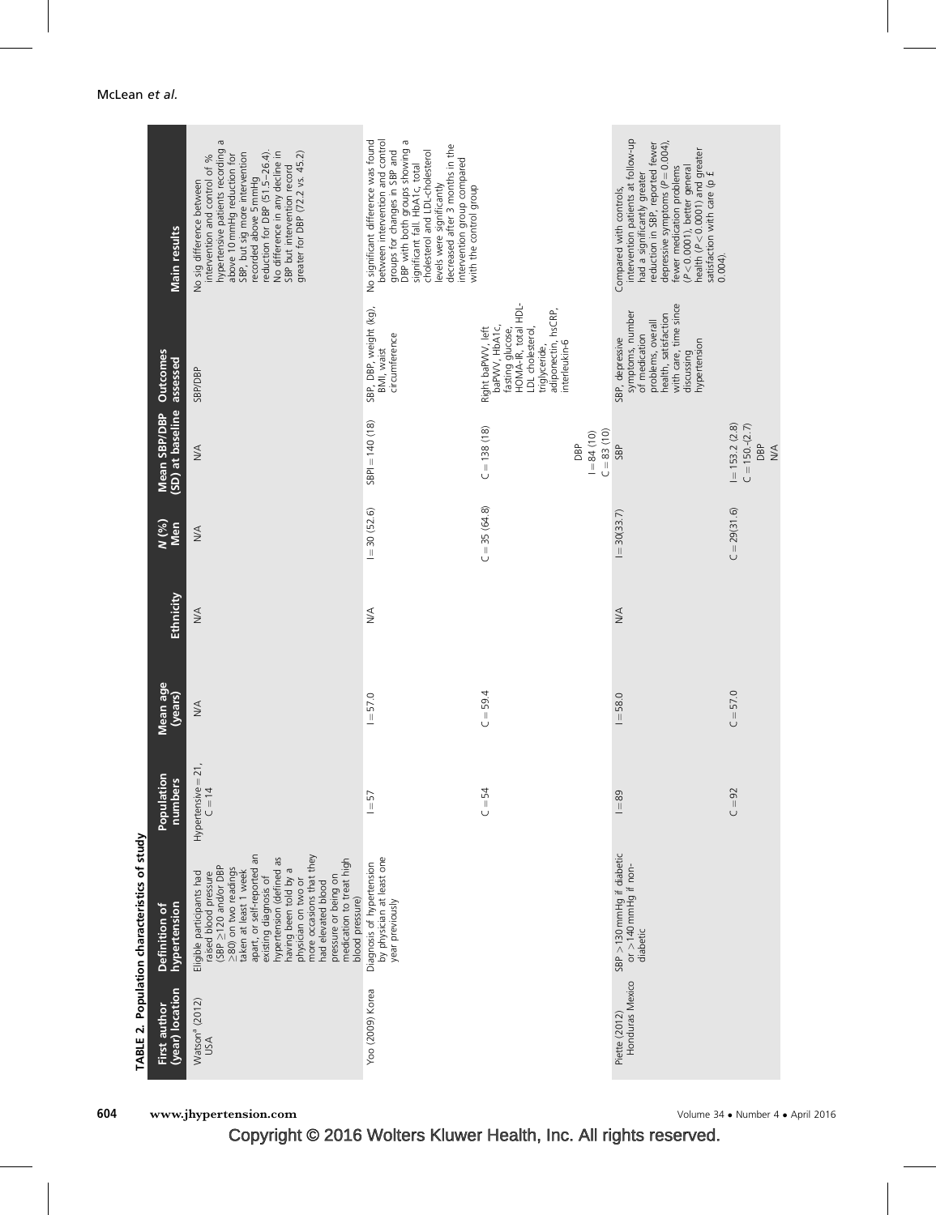**TABLE 2. Population characteristics of study**

| First author (year) location | Definition of hypertension | Population numbers | Mean age (years) | Ethnicity | N (%) Men | Mean SBP/DBP (SD) at baseline | Outcomes assessed | Main results |
|---|---|---|---|---|---|---|---|---|
| Watson[a] (2012) USA | Eligible participants had raised blood pressure (SBP ≥120 and/or DBP ≥80) on two readings taken at least 1 week apart, or self-reported an existing diagnosis of hypertension (defined as having been told by a physician on two or more occasions that they had elevated blood pressure or being on medication to treat high blood pressure) | Hypertensive = 21, C = 14 | N/A | N/A | N/A | N/A | SBP/DBP | No sig difference between intervention and control of % hypertensive patients recording a above 10 mmHg reduction for SBP, but sig more intervention recorded above 5 mmHg reduction for DBP (51.5–26.4). No difference in any decline in SBP but intervention record greater for DBP (72.2 vs. 45.2) |
| Yoo (2009) Korea | Diagnosis of hypertension by physician at least one year previously | I = 57 | I = 57.0 | N/A | I = 30 (52.6) | SBPI = 140 (18) | SBP, DBP, weight (kg), BMI, waist circumference | No significant difference was found between intervention and control groups for changes in SBP and DBP with both groups showing a significant fall. HbA1c, total cholesterol and LDL-cholesterol levels were significantly decreased after 3 months in the intervention group compared with the control group |
| | | C = 54 | C = 59.4 | | C = 35 (64.8) | C = 138 (18) DBP I = 84 (10) C = 83 (10) | Right baPWV, left baPWV, HbA1c, fasting glucose, HOMA-IR, total HDL-LDL cholesterol, triglyceride, adiponectin, hsCRP, interleukin-6 | |
| Piette (2012) Honduras Mexico | SBP >130 mmHg if diabetic or >140 mmHg if non-diabetic | I = 89 | I = 58.0 | N/A | I = 30(33.7) | SBP | SBP, depressive symptoms, number of medication problems, overall health, satisfaction with care, time since discussing hypertension | Compared with controls, intervention patients at follow-up had a significantly greater reduction in SBP, reported fewer depressive symptoms (P = 0.004), fewer medication problems (P < 0.0001), better general health (P < 0.0001) and greater satisfaction with care (p £ 0.004). |
| | | C = 92 | C = 57.0 | | C = 29(31.6) | I = 153.2 (2.8) C = 150.-(2.7) DBP N/A | | |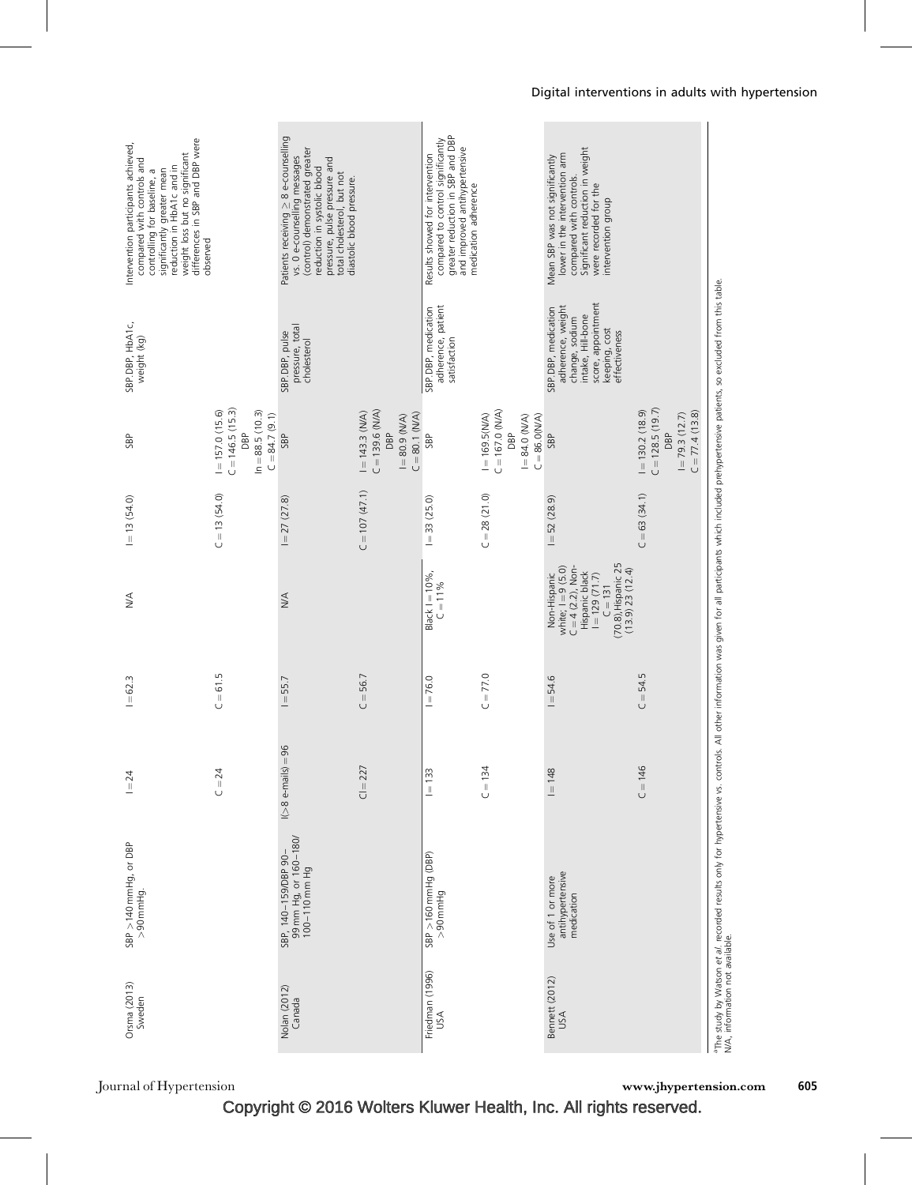| Orsma (2013) Sweden | SBP >140 mmHg, or DBP >90 mmHg. | I = 24 | I = 62.3 | N/A | I = 13 (54.0) | SBP | SBP, DBP, HbA1c, weight (kg) | Intervention participants achieved, compared with controls and controlling for baseline, a significantly greater mean reduction in HbA1c and in weight loss but no significant differences in SBP and DBP were observed |
|---|---|---|---|---|---|---|---|---|
| | | C = 24 | C = 61.5 | | C = 13 (54.0) | I = 157.0 (15.6) C = 146.5 (15.3) DBP In = 88.5 (10.3) C = 84.7 (9.1) | | |
| Nolan (2012) Canada | SBP, 140–159/DBP 90–99 mm Hg, or 160–180/100–110 mm Hg | I(>8 e-mails) = 96 | I = 55.7 | N/A | I = 27 (27.8) | SBP | SBP, DBP, pulse pressure, total cholesterol | Patients receiving ≥ 8 e-counselling vs. 0 e-counselling messages (control) demonstrated greater reduction in systolic blood pressure, pulse pressure and total cholesterol, but not diastolic blood pressure. |
| | | CI = 227 | C = 56.7 | | C = 107 (47.1) | I = 143.3 (N/A) C = 139.6 (N/A) DBP I = 80.9 (N/A) C = 80.1 (N/A) | | |
| Friedman (1996) USA | SBP >160 mmHg (DBP) >90 mmHg | I = 133 | I = 76.0 | Black I = 10%, C = 11% | I = 33 (25.0) | SBP | SBP, DBP, medication adherence, patient satisfaction | Results showed for intervention compared to control significantly greater reduction in SBP and DBP and improved antihypertensive medication adherence |
| | | C = 134 | C = 77.0 | | C = 28 (21.0) | I = 169.5(N/A) C = 167.0 (N/A) DBP I = 84.0 (N/A) C = 86.0(N/A) | | |
| Bennett (2012) USA | Use of 1 or more antihypertensive medication | I = 148 | I = 54.6 | Non-Hispanic white; I = 9 (5.0) C = 4 (2.2), Non-Hispanic black I = 129 (71.7) C = 131 (70.8); Hispanic 25 (13.9) 23 (12.4) | I = 52 (28.9) | SBP | SBP, DBP, medication adherence, weight change, sodium intake, Hill-bone score, appointment keeping, cost effectiveness | Mean SBP was not significantly lower in the intervention arm compared with controls. Significant reduction in weight were recorded for the intervention group |
| | | C = 146 | C = 54.5 | | C = 63 (34.1) | I = 130.2 (18.9) C = 128.5 (19.7) DBP I = 79.3 (12.7) C = 77.4 (13.8) | | |

[a]The study by Watson *et al.* recorded results only for hypertensive vs. controls. All other information was given for all participants which included prehypertensive patients, so excluded from this table.
N/A, information not available.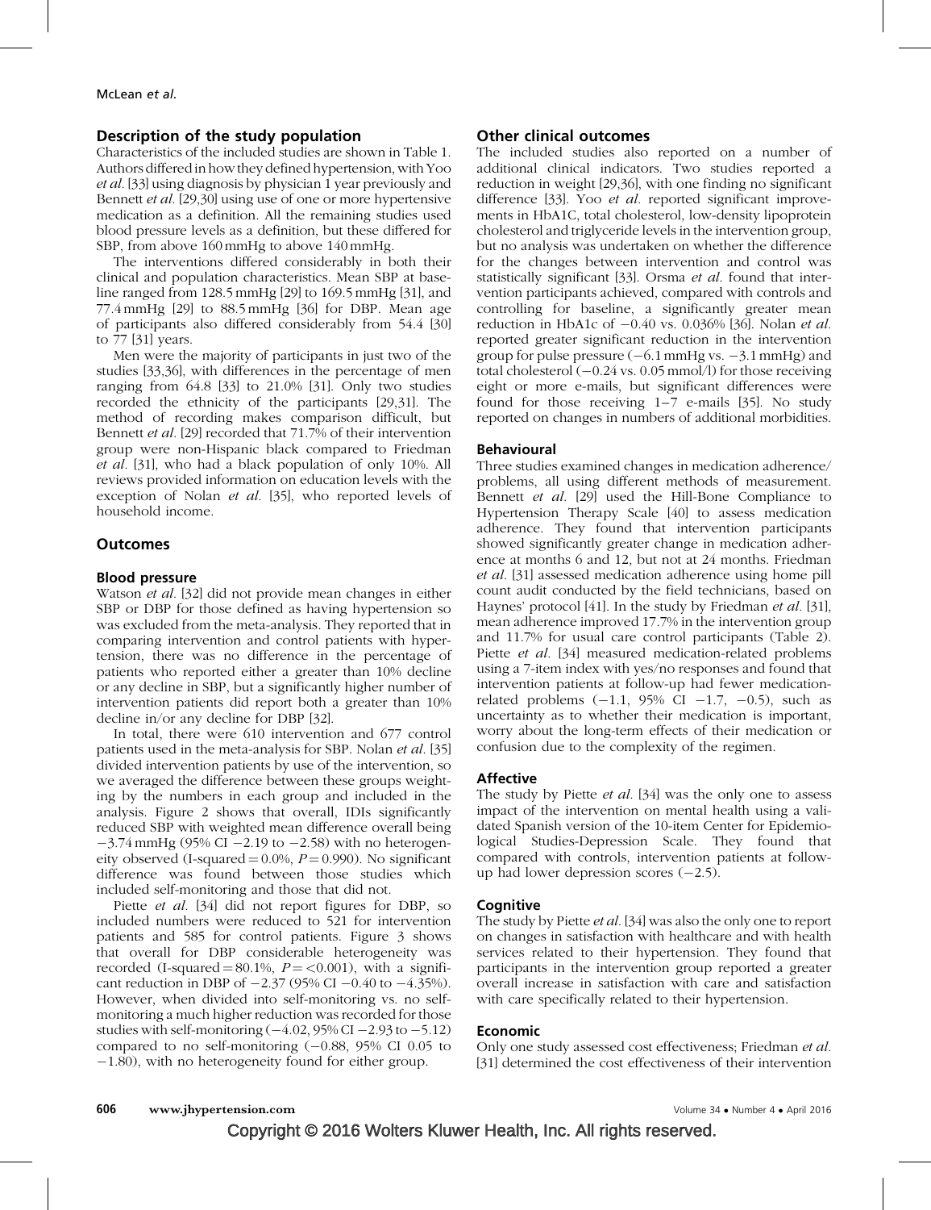## Description of the study population

Characteristics of the included studies are shown in Table 1. Authors differed in how they defined hypertension, with Yoo *et al.* [33] using diagnosis by physician 1 year previously and Bennett *et al.* [29,30] using use of one or more hypertensive medication as a definition. All the remaining studies used blood pressure levels as a definition, but these differed for SBP, from above 160 mmHg to above 140 mmHg.

The interventions differed considerably in both their clinical and population characteristics. Mean SBP at baseline ranged from 128.5 mmHg [29] to 169.5 mmHg [31], and 77.4 mmHg [29] to 88.5 mmHg [36] for DBP. Mean age of participants also differed considerably from 54.4 [30] to 77 [31] years.

Men were the majority of participants in just two of the studies [33,36], with differences in the percentage of men ranging from 64.8 [33] to 21.0% [31]. Only two studies recorded the ethnicity of the participants [29,31]. The method of recording makes comparison difficult, but Bennett *et al.* [29] recorded that 71.7% of their intervention group were non-Hispanic black compared to Friedman *et al.* [31], who had a black population of only 10%. All reviews provided information on education levels with the exception of Nolan *et al.* [35], who reported levels of household income.

## Outcomes

### Blood pressure

Watson *et al.* [32] did not provide mean changes in either SBP or DBP for those defined as having hypertension so was excluded from the meta-analysis. They reported that in comparing intervention and control patients with hypertension, there was no difference in the percentage of patients who reported either a greater than 10% decline or any decline in SBP, but a significantly higher number of intervention patients did report both a greater than 10% decline in/or any decline for DBP [32].

In total, there were 610 intervention and 677 control patients used in the meta-analysis for SBP. Nolan *et al.* [35] divided intervention patients by use of the intervention, so we averaged the difference between these groups weighting by the numbers in each group and included in the analysis. Figure 2 shows that overall, IDIs significantly reduced SBP with weighted mean difference overall being −3.74 mmHg (95% CI −2.19 to −2.58) with no heterogeneity observed (I-squared = 0.0%, $P = 0.990$). No significant difference was found between those studies which included self-monitoring and those that did not.

Piette *et al.* [34] did not report figures for DBP, so included numbers were reduced to 521 for intervention patients and 585 for control patients. Figure 3 shows that overall for DBP considerable heterogeneity was recorded (I-squared = 80.1%, $P = <0.001$), with a significant reduction in DBP of −2.37 (95% CI −0.40 to −4.35%). However, when divided into self-monitoring vs. no self-monitoring a much higher reduction was recorded for those studies with self-monitoring (−4.02, 95% CI −2.93 to −5.12) compared to no self-monitoring (−0.88, 95% CI 0.05 to −1.80), with no heterogeneity found for either group.

## Other clinical outcomes

The included studies also reported on a number of additional clinical indicators. Two studies reported a reduction in weight [29,36], with one finding no significant difference [33]. Yoo *et al.* reported significant improvements in HbA1C, total cholesterol, low-density lipoprotein cholesterol and triglyceride levels in the intervention group, but no analysis was undertaken on whether the difference for the changes between intervention and control was statistically significant [33]. Orsma *et al.* found that intervention participants achieved, compared with controls and controlling for baseline, a significantly greater mean reduction in HbA1c of −0.40 vs. 0.036% [36]. Nolan *et al.* reported greater significant reduction in the intervention group for pulse pressure (−6.1 mmHg vs. −3.1 mmHg) and total cholesterol (−0.24 vs. 0.05 mmol/l) for those receiving eight or more e-mails, but significant differences were found for those receiving 1–7 e-mails [35]. No study reported on changes in numbers of additional morbidities.

### Behavioural

Three studies examined changes in medication adherence/problems, all using different methods of measurement. Bennett *et al.* [29] used the Hill-Bone Compliance to Hypertension Therapy Scale [40] to assess medication adherence. They found that intervention participants showed significantly greater change in medication adherence at months 6 and 12, but not at 24 months. Friedman *et al.* [31] assessed medication adherence using home pill count audit conducted by the field technicians, based on Haynes' protocol [41]. In the study by Friedman *et al.* [31], mean adherence improved 17.7% in the intervention group and 11.7% for usual care control participants (Table 2). Piette *et al.* [34] measured medication-related problems using a 7-item index with yes/no responses and found that intervention patients at follow-up had fewer medication-related problems (−1.1, 95% CI −1.7, −0.5), such as uncertainty as to whether their medication is important, worry about the long-term effects of their medication or confusion due to the complexity of the regimen.

### Affective

The study by Piette *et al.* [34] was the only one to assess impact of the intervention on mental health using a validated Spanish version of the 10-item Center for Epidemiological Studies-Depression Scale. They found that compared with controls, intervention patients at follow-up had lower depression scores (−2.5).

### Cognitive

The study by Piette *et al.* [34] was also the only one to report on changes in satisfaction with healthcare and with health services related to their hypertension. They found that participants in the intervention group reported a greater overall increase in satisfaction with care and satisfaction with care specifically related to their hypertension.

### Economic

Only one study assessed cost effectiveness; Friedman *et al.* [31] determined the cost effectiveness of their intervention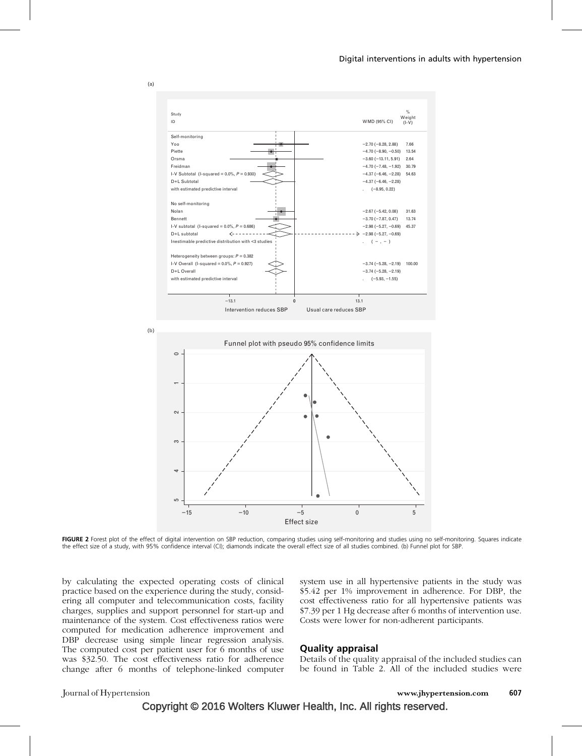(a)

| Study ID | WMD (95% CI) | % Weight (I-V) |
|---|---|---|
| **Self-monitoring** | | |
| Yoo | −2.70 (−8.28, 2.88) | 7.66 |
| Piette | −4.70 (−8.90, −0.50) | 13.54 |
| Orsma | −3.60 (−13.11, 5.91) | 2.64 |
| Freidman | −4.70 (−7.48, −1.92) | 30.79 |
| I-V Subtotal (I-squared = 0.0%, $P = 0.930$) | −4.37 (−6.46, −2.28) | 54.63 |
| D+L Subtotal | −4.37 (−6.46, −2.28) | |
| with estimated predictive interval | . (−8.95, 0.22) | |
| **No self-monitoring** | | |
| Nolan | −2.67 (−5.42, 0.08) | 31.63 |
| Bennett | −3.70 (−7.87, 0.47) | 13.74 |
| I-V subtotal (I-squared = 0.0%, $P = 0.686$) | −2.98 (−5.27, −0.69) | 45.37 |
| D+L subtotal | −2.98 (−5.27, −0.69) | |
| Inestimable predictive distribution with <3 studies | . ( − , − ) | |
| Heterogeneity between groups: $P = 0.382$ | | |
| I-V Overall (I-squared = 0.0%, $P = 0.927$) | −3.74 (−5.28, −2.19) | 100.00 |
| D+L Overall | −3.74 (−5.28, −2.19) | |
| with estimated predictive interval | . (−5.93, −1.55) | |

−13.1 0 13.1

Intervention reduces SBP Usual care reduces SBP

(b)

Funnel plot with pseudo 95% confidence limits

**FIGURE 2** Forest plot of the effect of digital intervention on SBP reduction, comparing studies using self-monitoring and studies using no self-monitoring. Squares indicate the effect size of a study, with 95% confidence interval (CI); diamonds indicate the overall effect size of all studies combined. (b) Funnel plot for SBP.

by calculating the expected operating costs of clinical practice based on the experience during the study, considering all computer and telecommunication costs, facility charges, supplies and support personnel for start-up and maintenance of the system. Cost effectiveness ratios were computed for medication adherence improvement and DBP decrease using simple linear regression analysis. The computed cost per patient user for 6 months of use was \$32.50. The cost effectiveness ratio for adherence change after 6 months of telephone-linked computer system use in all hypertensive patients in the study was \$5.42 per 1% improvement in adherence. For DBP, the cost effectiveness ratio for all hypertensive patients was \$7.39 per 1 Hg decrease after 6 months of intervention use. Costs were lower for non-adherent participants.

## Quality appraisal

Details of the quality appraisal of the included studies can be found in Table 2. All of the included studies were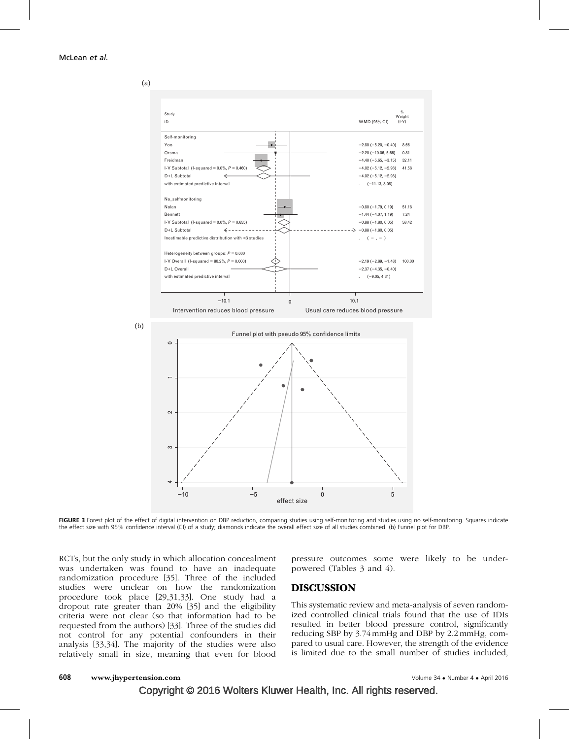FIGURE 3 Forest plot of the effect of digital intervention on DBP reduction, comparing studies using self-monitoring and studies using no self-monitoring. Squares indicate the effect size with 95% confidence interval (CI) of a study; diamonds indicate the overall effect size of all studies combined. (b) Funnel plot for DBP.

RCTs, but the only study in which allocation concealment was undertaken was found to have an inadequate randomization procedure [35]. Three of the included studies were unclear on how the randomization procedure took place [29,31,33]. One study had a dropout rate greater than 20% [35] and the eligibility criteria were not clear (so that information had to be requested from the authors) [33]. Three of the studies did not control for any potential confounders in their analysis [33,34]. The majority of the studies were also relatively small in size, meaning that even for blood pressure outcomes some were likely to be underpowered (Tables 3 and 4).

## DISCUSSION

This systematic review and meta-analysis of seven randomized controlled clinical trials found that the use of IDIs resulted in better blood pressure control, significantly reducing SBP by 3.74 mmHg and DBP by 2.2 mmHg, compared to usual care. However, the strength of the evidence is limited due to the small number of studies included,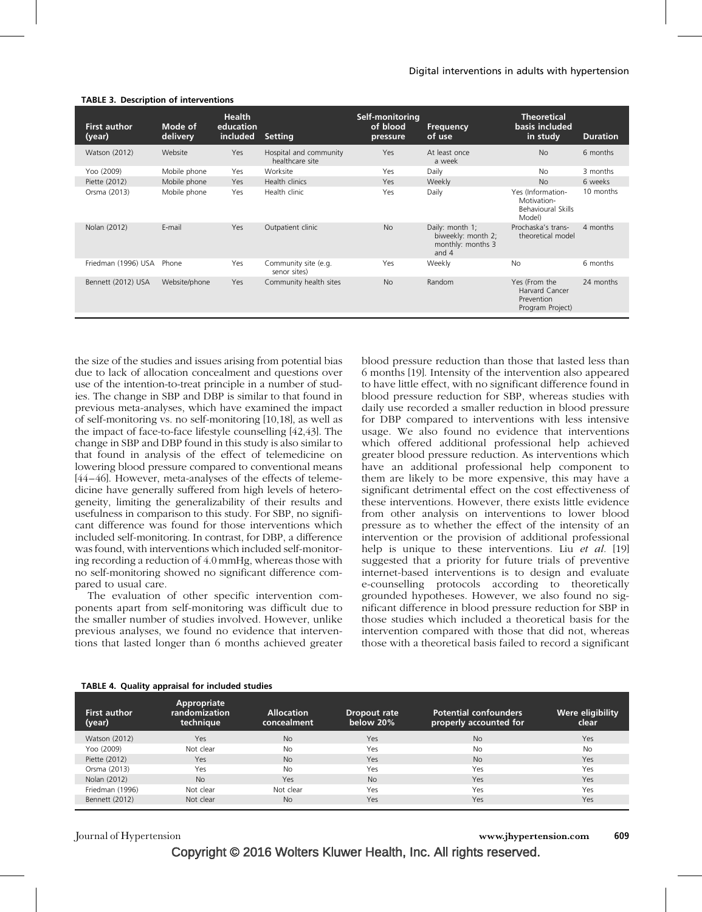**TABLE 3. Description of interventions**

| First author (year) | Mode of delivery | Health education included | Setting | Self-monitoring of blood pressure | Frequency of use | Theoretical basis included in study | Duration |
|---|---|---|---|---|---|---|---|
| Watson (2012) | Website | Yes | Hospital and community healthcare site | Yes | At least once a week | No | 6 months |
| Yoo (2009) | Mobile phone | Yes | Worksite | Yes | Daily | No | 3 months |
| Piette (2012) | Mobile phone | Yes | Health clinics | Yes | Weekly | No | 6 weeks |
| Orsma (2013) | Mobile phone | Yes | Health clinic | Yes | Daily | Yes (Information-Motivation-Behavioural Skills Model) | 10 months |
| Nolan (2012) | E-mail | Yes | Outpatient clinic | No | Daily: month 1; biweekly: month 2; monthly: months 3 and 4 | Prochaska's trans-theoretical model | 4 months |
| Friedman (1996) USA | Phone | Yes | Community site (e.g. senor sites) | Yes | Weekly | No | 6 months |
| Bennett (2012) USA | Website/phone | Yes | Community health sites | No | Random | Yes (From the Harvard Cancer Prevention Program Project) | 24 months |

the size of the studies and issues arising from potential bias due to lack of allocation concealment and questions over use of the intention-to-treat principle in a number of studies. The change in SBP and DBP is similar to that found in previous meta-analyses, which have examined the impact of self-monitoring vs. no self-monitoring [10,18], as well as the impact of face-to-face lifestyle counselling [42,43]. The change in SBP and DBP found in this study is also similar to that found in analysis of the effect of telemedicine on lowering blood pressure compared to conventional means [44–46]. However, meta-analyses of the effects of telemedicine have generally suffered from high levels of heterogeneity, limiting the generalizability of their results and usefulness in comparison to this study. For SBP, no significant difference was found for those interventions which included self-monitoring. In contrast, for DBP, a difference was found, with interventions which included self-monitoring recording a reduction of 4.0 mmHg, whereas those with no self-monitoring showed no significant difference compared to usual care.

The evaluation of other specific intervention components apart from self-monitoring was difficult due to the smaller number of studies involved. However, unlike previous analyses, we found no evidence that interventions that lasted longer than 6 months achieved greater blood pressure reduction than those that lasted less than 6 months [19]. Intensity of the intervention also appeared to have little effect, with no significant difference found in blood pressure reduction for SBP, whereas studies with daily use recorded a smaller reduction in blood pressure for DBP compared to interventions with less intensive usage. We also found no evidence that interventions which offered additional professional help achieved greater blood pressure reduction. As interventions which have an additional professional help component to them are likely to be more expensive, this may have a significant detrimental effect on the cost effectiveness of these interventions. However, there exists little evidence from other analysis on interventions to lower blood pressure as to whether the effect of the intensity of an intervention or the provision of additional professional help is unique to these interventions. Liu *et al.* [19] suggested that a priority for future trials of preventive internet-based interventions is to design and evaluate e-counselling protocols according to theoretically grounded hypotheses. However, we also found no significant difference in blood pressure reduction for SBP in those studies which included a theoretical basis for the intervention compared with those that did not, whereas those with a theoretical basis failed to record a significant

**TABLE 4. Quality appraisal for included studies**

| First author (year) | Appropriate randomization technique | Allocation concealment | Dropout rate below 20% | Potential confounders properly accounted for | Were eligibility clear |
|---|---|---|---|---|---|
| Watson (2012) | Yes | No | Yes | No | Yes |
| Yoo (2009) | Not clear | No | Yes | No | No |
| Piette (2012) | Yes | No | Yes | No | Yes |
| Orsma (2013) | Yes | No | Yes | Yes | Yes |
| Nolan (2012) | No | Yes | No | Yes | Yes |
| Friedman (1996) | Not clear | Not clear | Yes | Yes | Yes |
| Bennett (2012) | Not clear | No | Yes | Yes | Yes |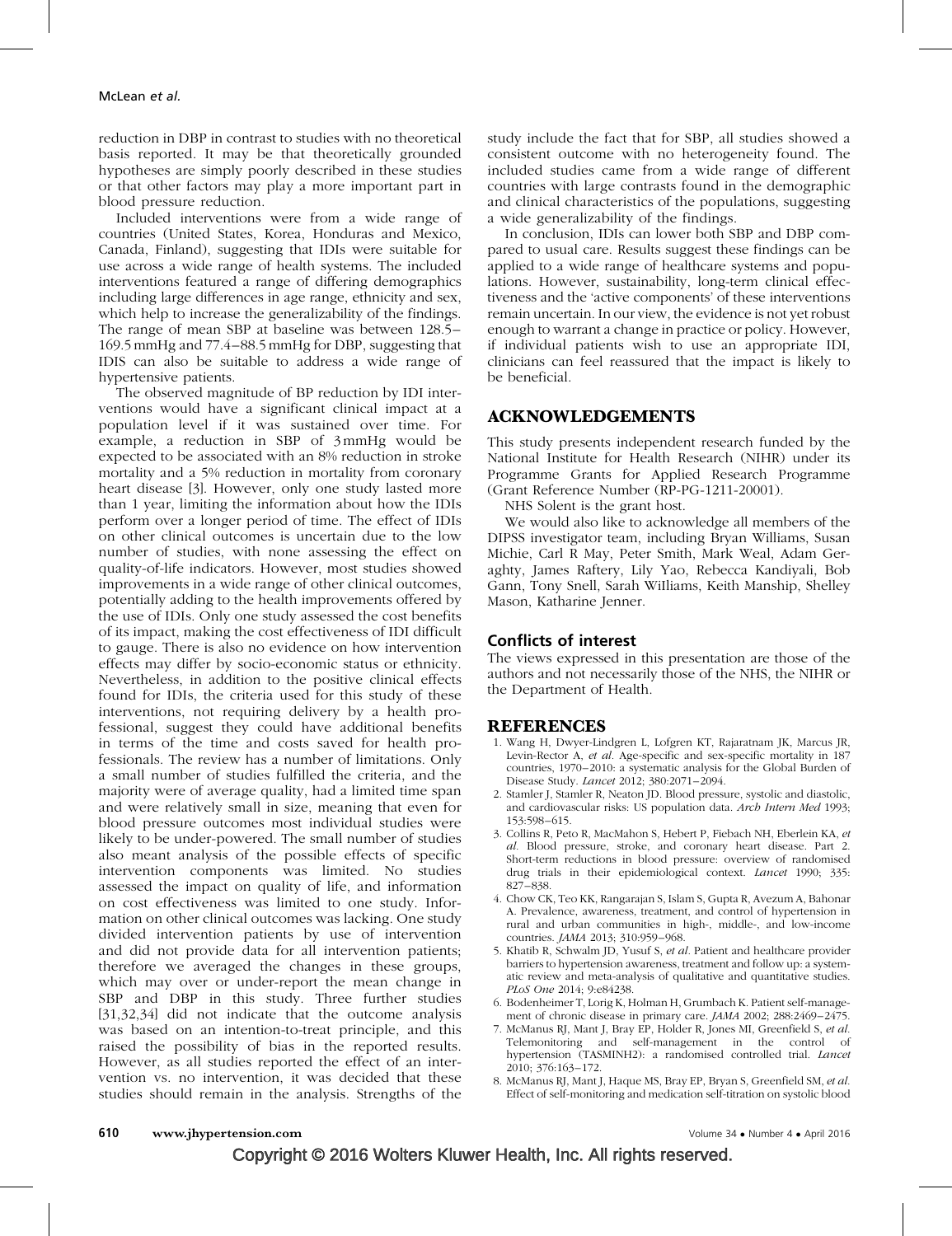reduction in DBP in contrast to studies with no theoretical basis reported. It may be that theoretically grounded hypotheses are simply poorly described in these studies or that other factors may play a more important part in blood pressure reduction.

Included interventions were from a wide range of countries (United States, Korea, Honduras and Mexico, Canada, Finland), suggesting that IDIs were suitable for use across a wide range of health systems. The included interventions featured a range of differing demographics including large differences in age range, ethnicity and sex, which help to increase the generalizability of the findings. The range of mean SBP at baseline was between 128.5–169.5 mmHg and 77.4–88.5 mmHg for DBP, suggesting that IDIS can also be suitable to address a wide range of hypertensive patients.

The observed magnitude of BP reduction by IDI interventions would have a significant clinical impact at a population level if it was sustained over time. For example, a reduction in SBP of 3 mmHg would be expected to be associated with an 8% reduction in stroke mortality and a 5% reduction in mortality from coronary heart disease [3]. However, only one study lasted more than 1 year, limiting the information about how the IDIs perform over a longer period of time. The effect of IDIs on other clinical outcomes is uncertain due to the low number of studies, with none assessing the effect on quality-of-life indicators. However, most studies showed improvements in a wide range of other clinical outcomes, potentially adding to the health improvements offered by the use of IDIs. Only one study assessed the cost benefits of its impact, making the cost effectiveness of IDI difficult to gauge. There is also no evidence on how intervention effects may differ by socio-economic status or ethnicity. Nevertheless, in addition to the positive clinical effects found for IDIs, the criteria used for this study of these interventions, not requiring delivery by a health professional, suggest they could have additional benefits in terms of the time and costs saved for health professionals. The review has a number of limitations. Only a small number of studies fulfilled the criteria, and the majority were of average quality, had a limited time span and were relatively small in size, meaning that even for blood pressure outcomes most individual studies were likely to be under-powered. The small number of studies also meant analysis of the possible effects of specific intervention components was limited. No studies assessed the impact on quality of life, and information on cost effectiveness was limited to one study. Information on other clinical outcomes was lacking. One study divided intervention patients by use of intervention and did not provide data for all intervention patients; therefore we averaged the changes in these groups, which may over or under-report the mean change in SBP and DBP in this study. Three further studies [31,32,34] did not indicate that the outcome analysis was based on an intention-to-treat principle, and this raised the possibility of bias in the reported results. However, as all studies reported the effect of an intervention vs. no intervention, it was decided that these studies should remain in the analysis. Strengths of the study include the fact that for SBP, all studies showed a consistent outcome with no heterogeneity found. The included studies came from a wide range of different countries with large contrasts found in the demographic and clinical characteristics of the populations, suggesting a wide generalizability of the findings.

In conclusion, IDIs can lower both SBP and DBP compared to usual care. Results suggest these findings can be applied to a wide range of healthcare systems and populations. However, sustainability, long-term clinical effectiveness and the 'active components' of these interventions remain uncertain. In our view, the evidence is not yet robust enough to warrant a change in practice or policy. However, if individual patients wish to use an appropriate IDI, clinicians can feel reassured that the impact is likely to be beneficial.

## ACKNOWLEDGEMENTS

This study presents independent research funded by the National Institute for Health Research (NIHR) under its Programme Grants for Applied Research Programme (Grant Reference Number (RP-PG-1211-20001).

NHS Solent is the grant host.

We would also like to acknowledge all members of the DIPSS investigator team, including Bryan Williams, Susan Michie, Carl R May, Peter Smith, Mark Weal, Adam Geraghty, James Raftery, Lily Yao, Rebecca Kandiyali, Bob Gann, Tony Snell, Sarah Williams, Keith Manship, Shelley Mason, Katharine Jenner.

### Conflicts of interest

The views expressed in this presentation are those of the authors and not necessarily those of the NHS, the NIHR or the Department of Health.

## REFERENCES

1. Wang H, Dwyer-Lindgren L, Lofgren KT, Rajaratnam JK, Marcus JR, Levin-Rector A, *et al*. Age-specific and sex-specific mortality in 187 countries, 1970–2010: a systematic analysis for the Global Burden of Disease Study. *Lancet* 2012; 380:2071–2094.
2. Stamler J, Stamler R, Neaton JD. Blood pressure, systolic and diastolic, and cardiovascular risks: US population data. *Arch Intern Med* 1993; 153:598–615.
3. Collins R, Peto R, MacMahon S, Hebert P, Fiebach NH, Eberlein KA, *et al*. Blood pressure, stroke, and coronary heart disease. Part 2. Short-term reductions in blood pressure: overview of randomised drug trials in their epidemiological context. *Lancet* 1990; 335: 827–838.
4. Chow CK, Teo KK, Rangarajan S, Islam S, Gupta R, Avezum A, Bahonar A. Prevalence, awareness, treatment, and control of hypertension in rural and urban communities in high-, middle-, and low-income countries. *JAMA* 2013; 310:959–968.
5. Khatib R, Schwalm JD, Yusuf S, *et al*. Patient and healthcare provider barriers to hypertension awareness, treatment and follow up: a systematic review and meta-analysis of qualitative and quantitative studies. *PLoS One* 2014; 9:e84238.
6. Bodenheimer T, Lorig K, Holman H, Grumbach K. Patient self-management of chronic disease in primary care. *JAMA* 2002; 288:2469–2475.
7. McManus RJ, Mant J, Bray EP, Holder R, Jones MI, Greenfield S, *et al*. Telemonitoring and self-management in the control of hypertension (TASMINH2): a randomised controlled trial. *Lancet* 2010; 376:163–172.
8. McManus RJ, Mant J, Haque MS, Bray EP, Bryan S, Greenfield SM, *et al*. Effect of self-monitoring and medication self-titration on systolic blood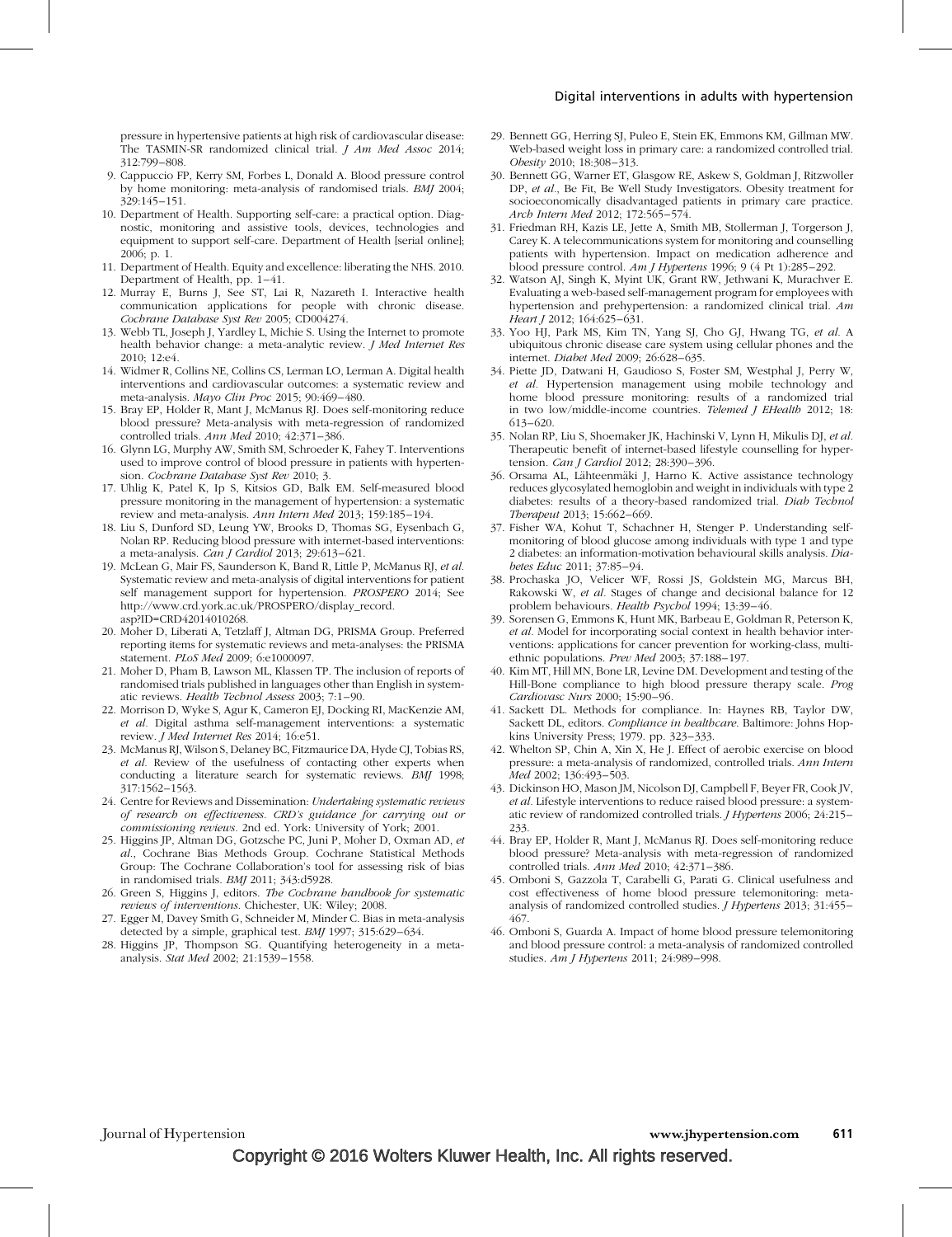pressure in hypertensive patients at high risk of cardiovascular disease: The TASMIN-SR randomized clinical trial. *J Am Med Assoc* 2014; 312:799–808.

9. Cappuccio FP, Kerry SM, Forbes L, Donald A. Blood pressure control by home monitoring: meta-analysis of randomised trials. *BMJ* 2004; 329:145–151.
10. Department of Health. Supporting self-care: a practical option. Diagnostic, monitoring and assistive tools, devices, technologies and equipment to support self-care. Department of Health [serial online]; 2006; p. 1.
11. Department of Health. Equity and excellence: liberating the NHS. 2010. Department of Health, pp. 1–41.
12. Murray E, Burns J, See ST, Lai R, Nazareth I. Interactive health communication applications for people with chronic disease. *Cochrane Database Syst Rev* 2005; CD004274.
13. Webb TL, Joseph J, Yardley L, Michie S. Using the Internet to promote health behavior change: a meta-analytic review. *J Med Internet Res* 2010; 12:e4.
14. Widmer R, Collins NE, Collins CS, Lerman LO, Lerman A. Digital health interventions and cardiovascular outcomes: a systematic review and meta-analysis. *Mayo Clin Proc* 2015; 90:469–480.
15. Bray EP, Holder R, Mant J, McManus RJ. Does self-monitoring reduce blood pressure? Meta-analysis with meta-regression of randomized controlled trials. *Ann Med* 2010; 42:371–386.
16. Glynn LG, Murphy AW, Smith SM, Schroeder K, Fahey T. Interventions used to improve control of blood pressure in patients with hypertension. *Cochrane Database Syst Rev* 2010; 3.
17. Uhlig K, Patel K, Ip S, Kitsios GD, Balk EM. Self-measured blood pressure monitoring in the management of hypertension: a systematic review and meta-analysis. *Ann Intern Med* 2013; 159:185–194.
18. Liu S, Dunford SD, Leung YW, Brooks D, Thomas SG, Eysenbach G, Nolan RP. Reducing blood pressure with internet-based interventions: a meta-analysis. *Can J Cardiol* 2013; 29:613–621.
19. McLean G, Mair FS, Saunderson K, Band R, Little P, McManus RJ, *et al.* Systematic review and meta-analysis of digital interventions for patient self management support for hypertension. *PROSPERO* 2014; See http://www.crd.york.ac.uk/PROSPERO/display_record.asp?ID=CRD42014010268.
20. Moher D, Liberati A, Tetzlaff J, Altman DG, PRISMA Group. Preferred reporting items for systematic reviews and meta-analyses: the PRISMA statement. *PLoS Med* 2009; 6:e1000097.
21. Moher D, Pham B, Lawson ML, Klassen TP. The inclusion of reports of randomised trials published in languages other than English in systematic reviews. *Health Technol Assess* 2003; 7:1–90.
22. Morrison D, Wyke S, Agur K, Cameron EJ, Docking RI, MacKenzie AM, *et al.* Digital asthma self-management interventions: a systematic review. *J Med Internet Res* 2014; 16:e51.
23. McManus RJ, Wilson S, Delaney BC, Fitzmaurice DA, Hyde CJ, Tobias RS, *et al.* Review of the usefulness of contacting other experts when conducting a literature search for systematic reviews. *BMJ* 1998; 317:1562–1563.
24. Centre for Reviews and Dissemination: *Undertaking systematic reviews of research on effectiveness. CRD's guidance for carrying out or commissioning reviews.* 2nd ed. York: University of York; 2001.
25. Higgins JP, Altman DG, Gotzsche PC, Juni P, Moher D, Oxman AD, *et al.*, Cochrane Bias Methods Group. Cochrane Statistical Methods Group: The Cochrane Collaboration's tool for assessing risk of bias in randomised trials. *BMJ* 2011; 343:d5928.
26. Green S, Higgins J, editors. *The Cochrane handbook for systematic reviews of interventions.* Chichester, UK: Wiley; 2008.
27. Egger M, Davey Smith G, Schneider M, Minder C. Bias in meta-analysis detected by a simple, graphical test. *BMJ* 1997; 315:629–634.
28. Higgins JP, Thompson SG. Quantifying heterogeneity in a meta-analysis. *Stat Med* 2002; 21:1539–1558.
29. Bennett GG, Herring SJ, Puleo E, Stein EK, Emmons KM, Gillman MW. Web-based weight loss in primary care: a randomized controlled trial. *Obesity* 2010; 18:308–313.
30. Bennett GG, Warner ET, Glasgow RE, Askew S, Goldman J, Ritzwoller DP, *et al.*, Be Fit, Be Well Study Investigators. Obesity treatment for socioeconomically disadvantaged patients in primary care practice. *Arch Intern Med* 2012; 172:565–574.
31. Friedman RH, Kazis LE, Jette A, Smith MB, Stollerman J, Torgerson J, Carey K. A telecommunications system for monitoring and counselling patients with hypertension. Impact on medication adherence and blood pressure control. *Am J Hypertens* 1996; 9 (4 Pt 1):285–292.
32. Watson AJ, Singh K, Myint UK, Grant RW, Jethwani K, Murachver E. Evaluating a web-based self-management program for employees with hypertension and prehypertension: a randomized clinical trial. *Am Heart J* 2012; 164:625–631.
33. Yoo HJ, Park MS, Kim TN, Yang SJ, Cho GJ, Hwang TG, *et al.* A ubiquitous chronic disease care system using cellular phones and the internet. *Diabet Med* 2009; 26:628–635.
34. Piette JD, Datwani H, Gaudioso S, Foster SM, Westphal J, Perry W, *et al.* Hypertension management using mobile technology and home blood pressure monitoring: results of a randomized trial in two low/middle-income countries. *Telemed J EHealth* 2012; 18: 613–620.
35. Nolan RP, Liu S, Shoemaker JK, Hachinski V, Lynn H, Mikulis DJ, *et al.* Therapeutic benefit of internet-based lifestyle counselling for hypertension. *Can J Cardiol* 2012; 28:390–396.
36. Orsama AL, Lähteenmäki J, Harno K. Active assistance technology reduces glycosylated hemoglobin and weight in individuals with type 2 diabetes: results of a theory-based randomized trial. *Diab Technol Therapeut* 2013; 15:662–669.
37. Fisher WA, Kohut T, Schachner H, Stenger P. Understanding self-monitoring of blood glucose among individuals with type 1 and type 2 diabetes: an information-motivation behavioural skills analysis. *Diabetes Educ* 2011; 37:85–94.
38. Prochaska JO, Velicer WF, Rossi JS, Goldstein MG, Marcus BH, Rakowski W, *et al.* Stages of change and decisional balance for 12 problem behaviours. *Health Psychol* 1994; 13:39–46.
39. Sorensen G, Emmons K, Hunt MK, Barbeau E, Goldman R, Peterson K, *et al.* Model for incorporating social context in health behavior interventions: applications for cancer prevention for working-class, multiethnic populations. *Prev Med* 2003; 37:188–197.
40. Kim MT, Hill MN, Bone LR, Levine DM. Development and testing of the Hill-Bone compliance to high blood pressure therapy scale. *Prog Cardiovasc Nurs* 2000; 15:90–96.
41. Sackett DL. Methods for compliance. In: Haynes RB, Taylor DW, Sackett DL, editors. *Compliance in healthcare.* Baltimore: Johns Hopkins University Press; 1979. pp. 323–333.
42. Whelton SP, Chin A, Xin X, He J. Effect of aerobic exercise on blood pressure: a meta-analysis of randomized, controlled trials. *Ann Intern Med* 2002; 136:493–503.
43. Dickinson HO, Mason JM, Nicolson DJ, Campbell F, Beyer FR, Cook JV, *et al.* Lifestyle interventions to reduce raised blood pressure: a systematic review of randomized controlled trials. *J Hypertens* 2006; 24:215–233.
44. Bray EP, Holder R, Mant J, McManus RJ. Does self-monitoring reduce blood pressure? Meta-analysis with meta-regression of randomized controlled trials. *Ann Med* 2010; 42:371–386.
45. Omboni S, Gazzola T, Carabelli G, Parati G. Clinical usefulness and cost effectiveness of home blood pressure telemonitoring: meta-analysis of randomized controlled studies. *J Hypertens* 2013; 31:455–467.
46. Omboni S, Guarda A. Impact of home blood pressure telemonitoring and blood pressure control: a meta-analysis of randomized controlled studies. *Am J Hypertens* 2011; 24:989–998.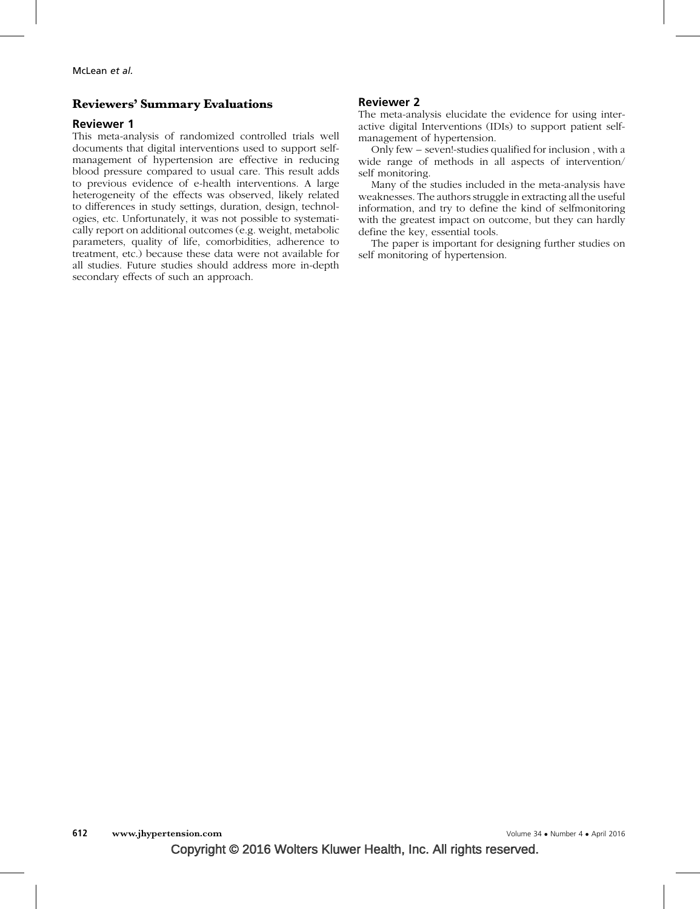## Reviewers' Summary Evaluations

### Reviewer 1

This meta-analysis of randomized controlled trials well documents that digital interventions used to support self-management of hypertension are effective in reducing blood pressure compared to usual care. This result adds to previous evidence of e-health interventions. A large heterogeneity of the effects was observed, likely related to differences in study settings, duration, design, technologies, etc. Unfortunately, it was not possible to systematically report on additional outcomes (e.g. weight, metabolic parameters, quality of life, comorbidities, adherence to treatment, etc.) because these data were not available for all studies. Future studies should address more in-depth secondary effects of such an approach.

### Reviewer 2

The meta-analysis elucidate the evidence for using interactive digital Interventions (IDIs) to support patient self-management of hypertension.

Only few – seven!-studies qualified for inclusion , with a wide range of methods in all aspects of intervention/ self monitoring.

Many of the studies included in the meta-analysis have weaknesses. The authors struggle in extracting all the useful information, and try to define the kind of selfmonitoring with the greatest impact on outcome, but they can hardly define the key, essential tools.

The paper is important for designing further studies on self monitoring of hypertension.